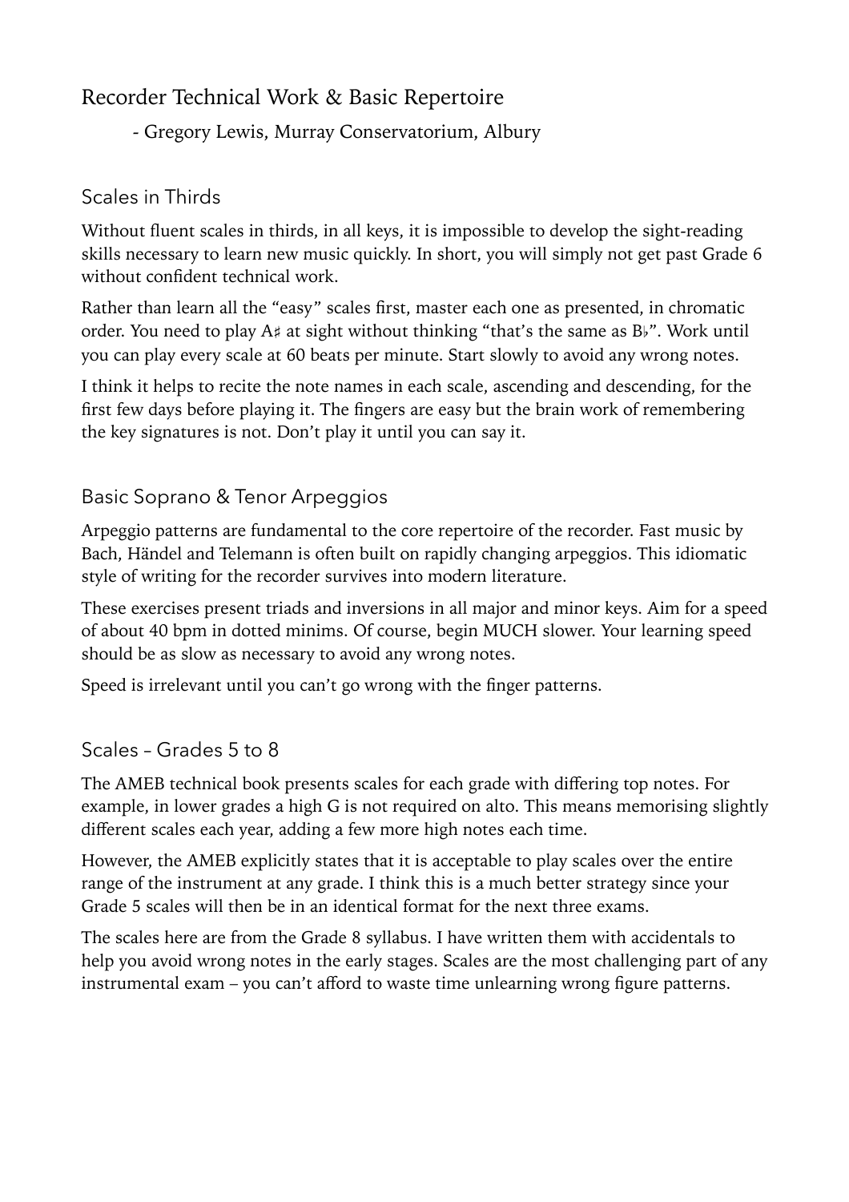# Recorder Technical Work & Basic Repertoire

- Gregory Lewis, Murray Conservatorium, Albury

## Scales in Thirds

Without fluent scales in thirds, in all keys, it is impossible to develop the sight-reading skills necessary to learn new music quickly. In short, you will simply not get past Grade 6 without confident technical work.

Rather than learn all the "easy" scales first, master each one as presented, in chromatic order. You need to play A♯ at sight without thinking "that's the same as B♭". Work until you can play every scale at 60 beats per minute. Start slowly to avoid any wrong notes.

I think it helps to recite the note names in each scale, ascending and descending, for the first few days before playing it. The fingers are easy but the brain work of remembering the key signatures is not. Don't play it until you can say it.

## Basic Soprano & Tenor Arpeggios

Arpeggio patterns are fundamental to the core repertoire of the recorder. Fast music by Bach, Händel and Telemann is often built on rapidly changing arpeggios. This idiomatic style of writing for the recorder survives into modern literature.

These exercises present triads and inversions in all major and minor keys. Aim for a speed of about 40 bpm in dotted minims. Of course, begin MUCH slower. Your learning speed should be as slow as necessary to avoid any wrong notes.

Speed is irrelevant until you can't go wrong with the finger patterns.

## Scales – Grades 5 to 8

The AMEB technical book presents scales for each grade with differing top notes. For example, in lower grades a high G is not required on alto. This means memorising slightly different scales each year, adding a few more high notes each time.

However, the AMEB explicitly states that it is acceptable to play scales over the entire range of the instrument at any grade. I think this is a much better strategy since your Grade 5 scales will then be in an identical format for the next three exams.

The scales here are from the Grade 8 syllabus. I have written them with accidentals to help you avoid wrong notes in the early stages. Scales are the most challenging part of any instrumental exam – you can't afford to waste time unlearning wrong figure patterns.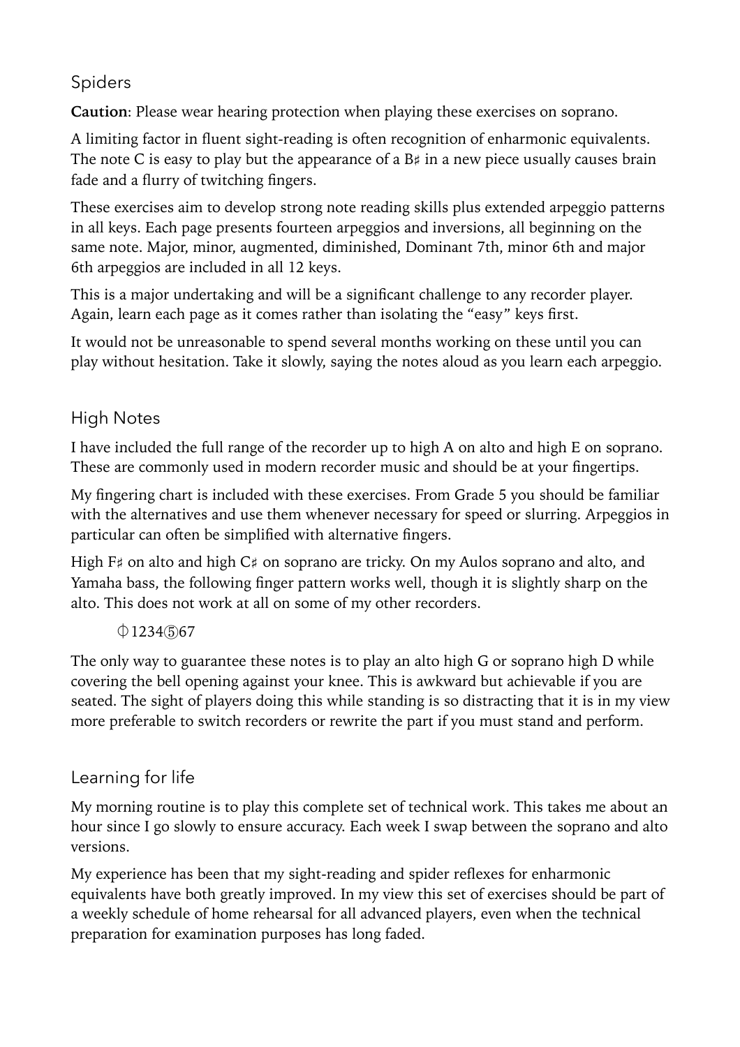## Spiders

**Caution**: Please wear hearing protection when playing these exercises on soprano.

A limiting factor in fluent sight-reading is often recognition of enharmonic equivalents. The note C is easy to play but the appearance of a B♯ in a new piece usually causes brain fade and a flurry of twitching fingers.

These exercises aim to develop strong note reading skills plus extended arpeggio patterns in all keys. Each page presents fourteen arpeggios and inversions, all beginning on the same note. Major, minor, augmented, diminished, Dominant 7th, minor 6th and major 6th arpeggios are included in all 12 keys.

This is a major undertaking and will be a significant challenge to any recorder player. Again, learn each page as it comes rather than isolating the "easy" keys first.

It would not be unreasonable to spend several months working on these until you can play without hesitation. Take it slowly, saying the notes aloud as you learn each arpeggio.

## High Notes

I have included the full range of the recorder up to high A on alto and high E on soprano. These are commonly used in modern recorder music and should be at your fingertips.

My fingering chart is included with these exercises. From Grade 5 you should be familiar with the alternatives and use them whenever necessary for speed or slurring. Arpeggios in particular can often be simplified with alternative fingers.

High F♯ on alto and high C♯ on soprano are tricky. On my Aulos soprano and alto, and Yamaha bass, the following finger pattern works well, though it is slightly sharp on the alto. This does not work at all on some of my other recorders.

⏀1234⑤67

The only way to guarantee these notes is to play an alto high G or soprano high D while covering the bell opening against your knee. This is awkward but achievable if you are seated. The sight of players doing this while standing is so distracting that it is in my view more preferable to switch recorders or rewrite the part if you must stand and perform.

## Learning for life

My morning routine is to play this complete set of technical work. This takes me about an hour since I go slowly to ensure accuracy. Each week I swap between the soprano and alto versions.

My experience has been that my sight-reading and spider reflexes for enharmonic equivalents have both greatly improved. In my view this set of exercises should be part of a weekly schedule of home rehearsal for all advanced players, even when the technical preparation for examination purposes has long faded.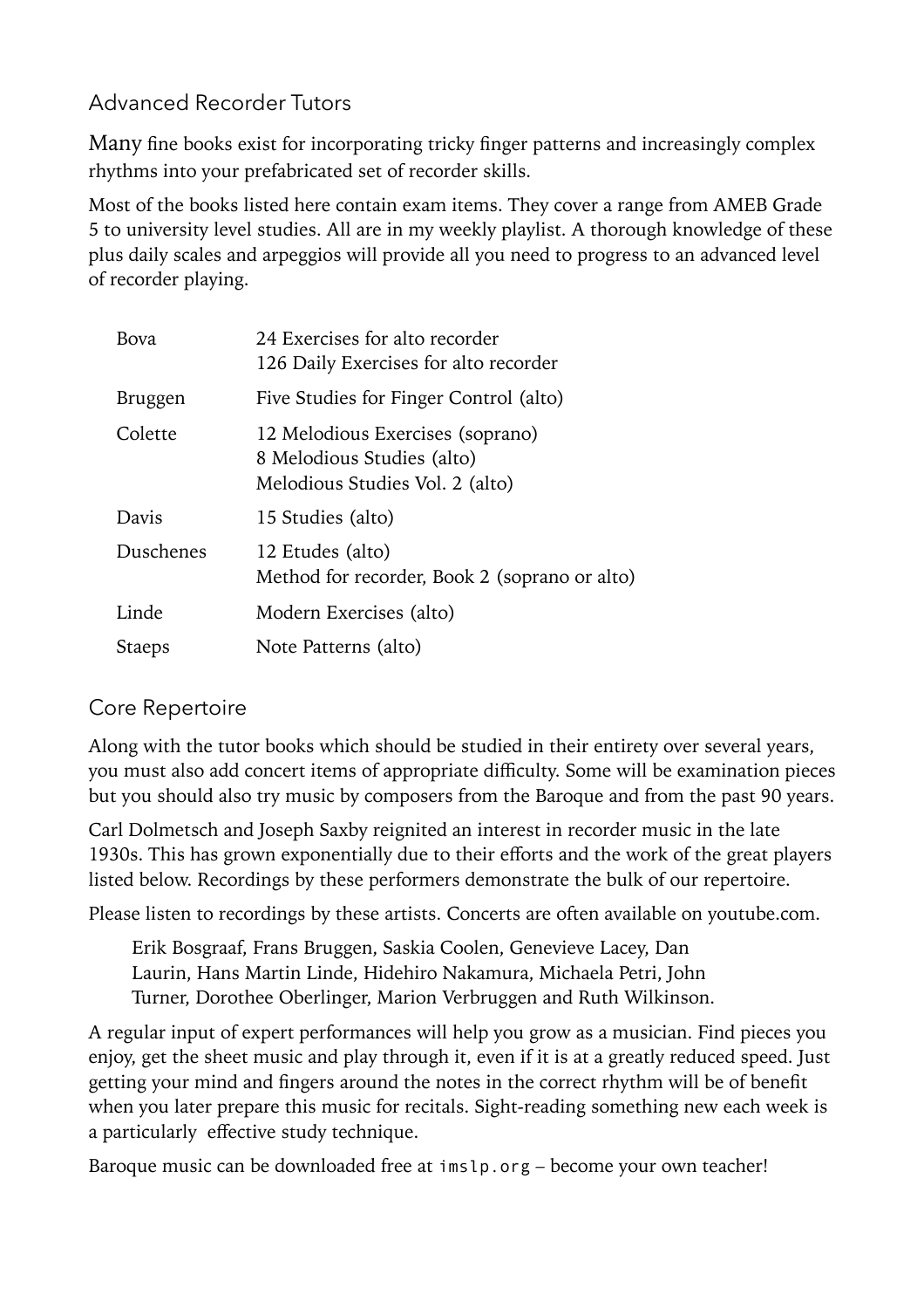## Advanced Recorder Tutors

Many fine books exist for incorporating tricky finger patterns and increasingly complex rhythms into your prefabricated set of recorder skills.

Most of the books listed here contain exam items. They cover a range from AMEB Grade 5 to university level studies. All are in my weekly playlist. A thorough knowledge of these plus daily scales and arpeggios will provide all you need to progress to an advanced level of recorder playing.

| | |
|---|---|
| Bova | 24 Exercises for alto recorder<br>126 Daily Exercises for alto recorder |
| Bruggen | Five Studies for Finger Control (alto) |
| Colette | 12 Melodious Exercises (soprano)<br>8 Melodious Studies (alto)<br>Melodious Studies Vol. 2 (alto) |
| Davis | 15 Studies (alto) |
| Duschenes | 12 Etudes (alto)<br>Method for recorder, Book 2 (soprano or alto) |
| Linde | Modern Exercises (alto) |
| Staeps | Note Patterns (alto) |

## Core Repertoire

Along with the tutor books which should be studied in their entirety over several years, you must also add concert items of appropriate difficulty. Some will be examination pieces but you should also try music by composers from the Baroque and from the past 90 years.

Carl Dolmetsch and Joseph Saxby reignited an interest in recorder music in the late 1930s. This has grown exponentially due to their efforts and the work of the great players listed below. Recordings by these performers demonstrate the bulk of our repertoire.

Please listen to recordings by these artists. Concerts are often available on youtube.com.

> Erik Bosgraaf, Frans Bruggen, Saskia Coolen, Genevieve Lacey, Dan Laurin, Hans Martin Linde, Hidehiro Nakamura, Michaela Petri, John Turner, Dorothee Oberlinger, Marion Verbruggen and Ruth Wilkinson.

A regular input of expert performances will help you grow as a musician. Find pieces you enjoy, get the sheet music and play through it, even if it is at a greatly reduced speed. Just getting your mind and fingers around the notes in the correct rhythm will be of benefit when you later prepare this music for recitals. Sight-reading something new each week is a particularly effective study technique.

Baroque music can be downloaded free at `imslp.org` – become your own teacher!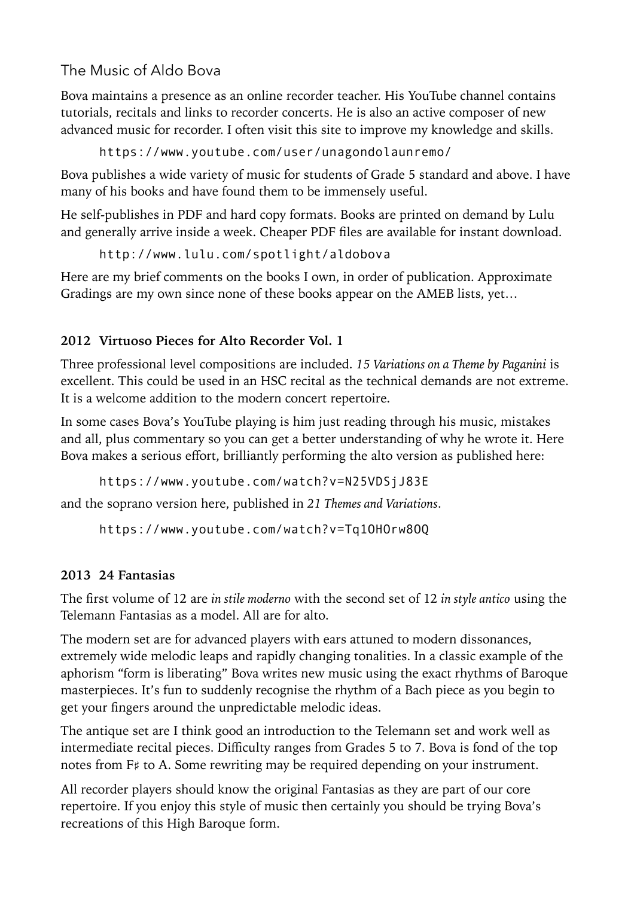## The Music of Aldo Bova

Bova maintains a presence as an online recorder teacher. His YouTube channel contains tutorials, recitals and links to recorder concerts. He is also an active composer of new advanced music for recorder. I often visit this site to improve my knowledge and skills.

```
https://www.youtube.com/user/unagondolaunremo/
```

Bova publishes a wide variety of music for students of Grade 5 standard and above. I have many of his books and have found them to be immensely useful.

He self-publishes in PDF and hard copy formats. Books are printed on demand by Lulu and generally arrive inside a week. Cheaper PDF files are available for instant download.

```
http://www.lulu.com/spotlight/aldobova
```

Here are my brief comments on the books I own, in order of publication. Approximate Gradings are my own since none of these books appear on the AMEB lists, yet…

### 2012 Virtuoso Pieces for Alto Recorder Vol. 1

Three professional level compositions are included. *15 Variations on a Theme by Paganini* is excellent. This could be used in an HSC recital as the technical demands are not extreme. It is a welcome addition to the modern concert repertoire.

In some cases Bova's YouTube playing is him just reading through his music, mistakes and all, plus commentary so you can get a better understanding of why he wrote it. Here Bova makes a serious effort, brilliantly performing the alto version as published here:

```
https://www.youtube.com/watch?v=N25VDSjJ83E
```

and the soprano version here, published in *21 Themes and Variations*.

```
https://www.youtube.com/watch?v=Tq1OHOrw8OQ
```

### 2013 24 Fantasias

The first volume of 12 are *in stile moderno* with the second set of 12 *in style antico* using the Telemann Fantasias as a model. All are for alto.

The modern set are for advanced players with ears attuned to modern dissonances, extremely wide melodic leaps and rapidly changing tonalities. In a classic example of the aphorism "form is liberating" Bova writes new music using the exact rhythms of Baroque masterpieces. It's fun to suddenly recognise the rhythm of a Bach piece as you begin to get your fingers around the unpredictable melodic ideas.

The antique set are I think good an introduction to the Telemann set and work well as intermediate recital pieces. Difficulty ranges from Grades 5 to 7. Bova is fond of the top notes from F♯ to A. Some rewriting may be required depending on your instrument.

All recorder players should know the original Fantasias as they are part of our core repertoire. If you enjoy this style of music then certainly you should be trying Bova's recreations of this High Baroque form.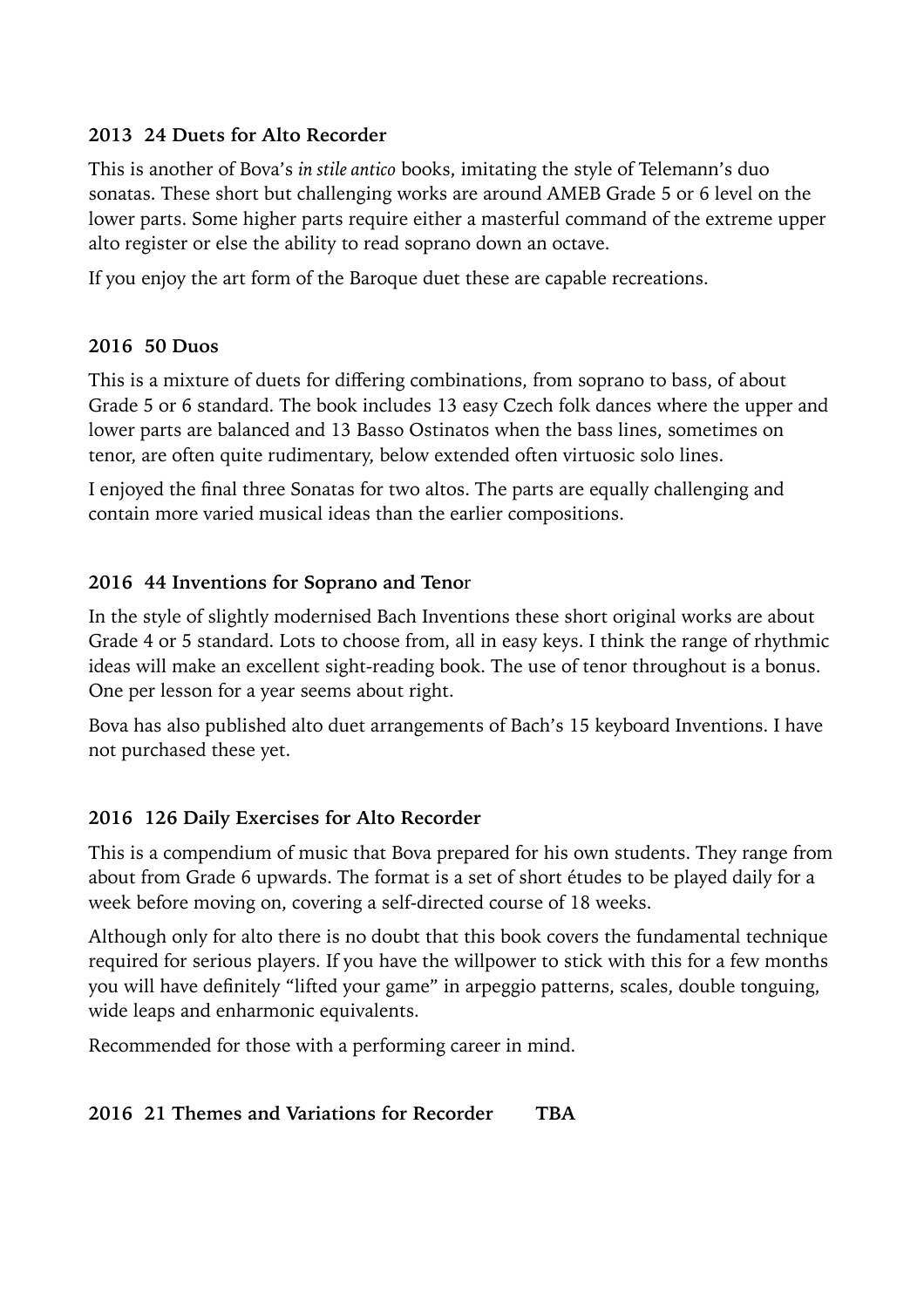### 2013 24 Duets for Alto Recorder

This is another of Bova's *in stile antico* books, imitating the style of Telemann's duo sonatas. These short but challenging works are around AMEB Grade 5 or 6 level on the lower parts. Some higher parts require either a masterful command of the extreme upper alto register or else the ability to read soprano down an octave.

If you enjoy the art form of the Baroque duet these are capable recreations.

### 2016 50 Duos

This is a mixture of duets for differing combinations, from soprano to bass, of about Grade 5 or 6 standard. The book includes 13 easy Czech folk dances where the upper and lower parts are balanced and 13 Basso Ostinatos when the bass lines, sometimes on tenor, are often quite rudimentary, below extended often virtuosic solo lines.

I enjoyed the final three Sonatas for two altos. The parts are equally challenging and contain more varied musical ideas than the earlier compositions.

### 2016 44 Inventions for Soprano and Tenor

In the style of slightly modernised Bach Inventions these short original works are about Grade 4 or 5 standard. Lots to choose from, all in easy keys. I think the range of rhythmic ideas will make an excellent sight-reading book. The use of tenor throughout is a bonus. One per lesson for a year seems about right.

Bova has also published alto duet arrangements of Bach's 15 keyboard Inventions. I have not purchased these yet.

### 2016 126 Daily Exercises for Alto Recorder

This is a compendium of music that Bova prepared for his own students. They range from about from Grade 6 upwards. The format is a set of short études to be played daily for a week before moving on, covering a self-directed course of 18 weeks.

Although only for alto there is no doubt that this book covers the fundamental technique required for serious players. If you have the willpower to stick with this for a few months you will have definitely "lifted your game" in arpeggio patterns, scales, double tonguing, wide leaps and enharmonic equivalents.

Recommended for those with a performing career in mind.

### 2016 21 Themes and Variations for Recorder TBA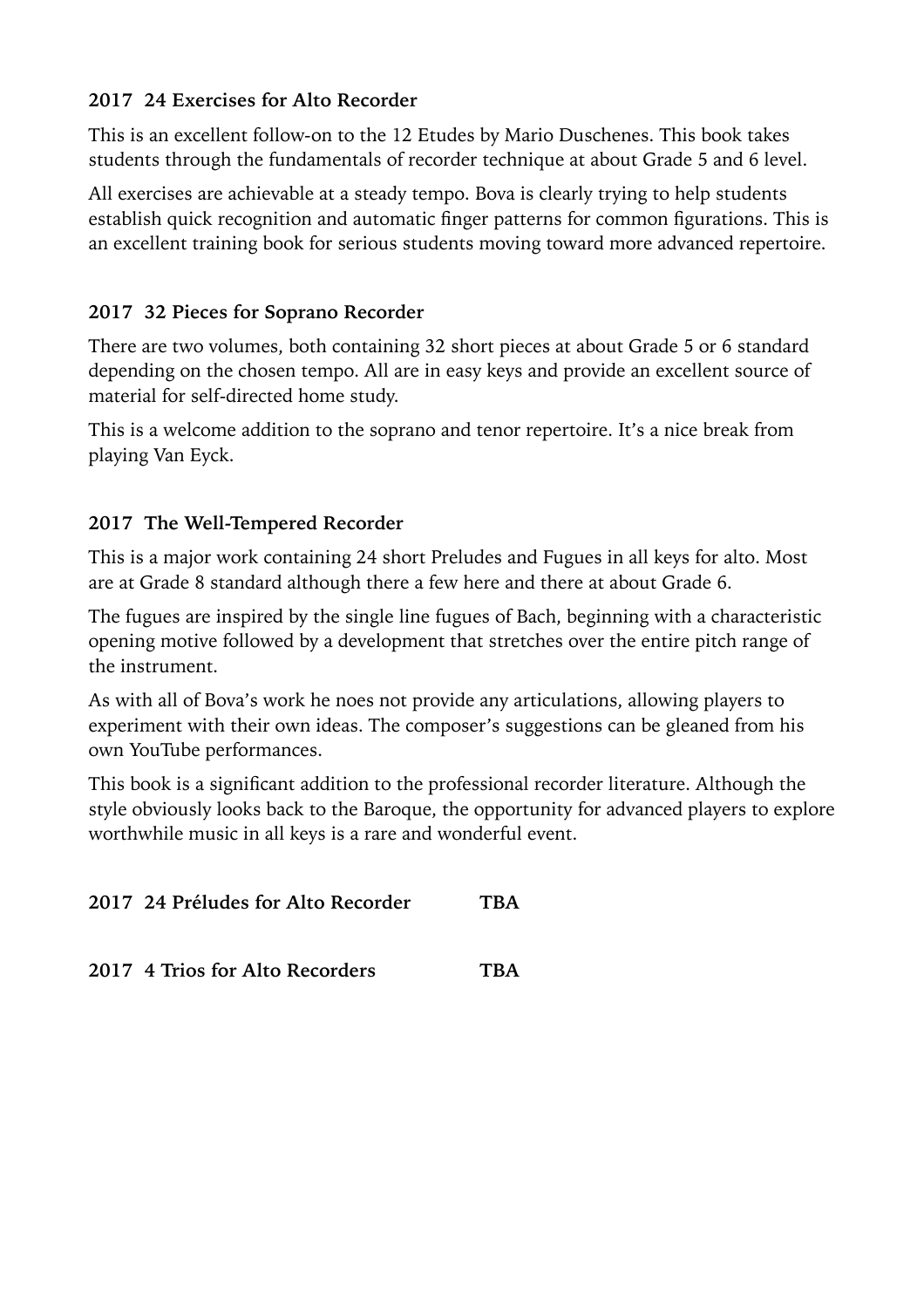**2017 24 Exercises for Alto Recorder**

This is an excellent follow-on to the 12 Etudes by Mario Duschenes. This book takes students through the fundamentals of recorder technique at about Grade 5 and 6 level.

All exercises are achievable at a steady tempo. Bova is clearly trying to help students establish quick recognition and automatic finger patterns for common figurations. This is an excellent training book for serious students moving toward more advanced repertoire.

**2017 32 Pieces for Soprano Recorder**

There are two volumes, both containing 32 short pieces at about Grade 5 or 6 standard depending on the chosen tempo. All are in easy keys and provide an excellent source of material for self-directed home study.

This is a welcome addition to the soprano and tenor repertoire. It's a nice break from playing Van Eyck.

**2017 The Well-Tempered Recorder**

This is a major work containing 24 short Preludes and Fugues in all keys for alto. Most are at Grade 8 standard although there a few here and there at about Grade 6.

The fugues are inspired by the single line fugues of Bach, beginning with a characteristic opening motive followed by a development that stretches over the entire pitch range of the instrument.

As with all of Bova's work he noes not provide any articulations, allowing players to experiment with their own ideas. The composer's suggestions can be gleaned from his own YouTube performances.

This book is a significant addition to the professional recorder literature. Although the style obviously looks back to the Baroque, the opportunity for advanced players to explore worthwhile music in all keys is a rare and wonderful event.

**2017 24 Préludes for Alto Recorder TBA**

**2017 4 Trios for Alto Recorders TBA**